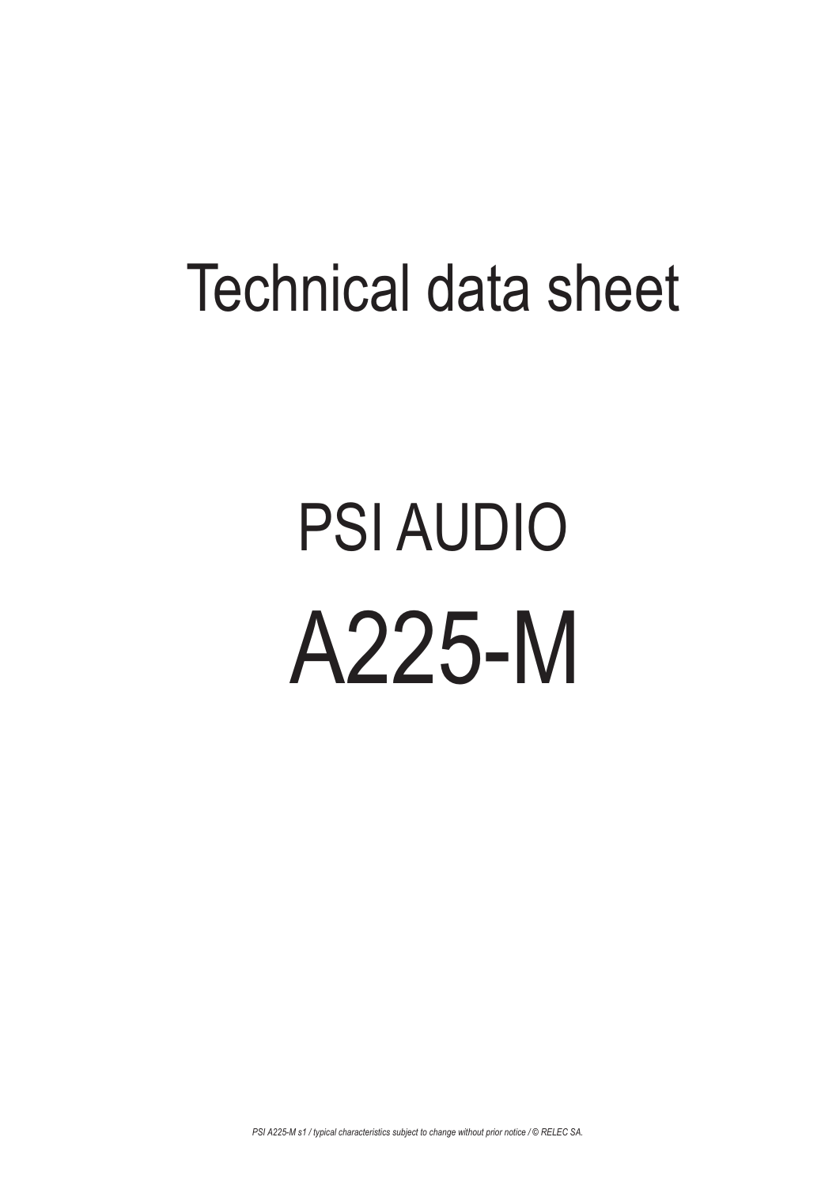# Technical data sheet

# PSI AUDIO

# A225-M

*PSI A225-M s1 / typical characteristics subject to change without prior notice / © RELEC SA.*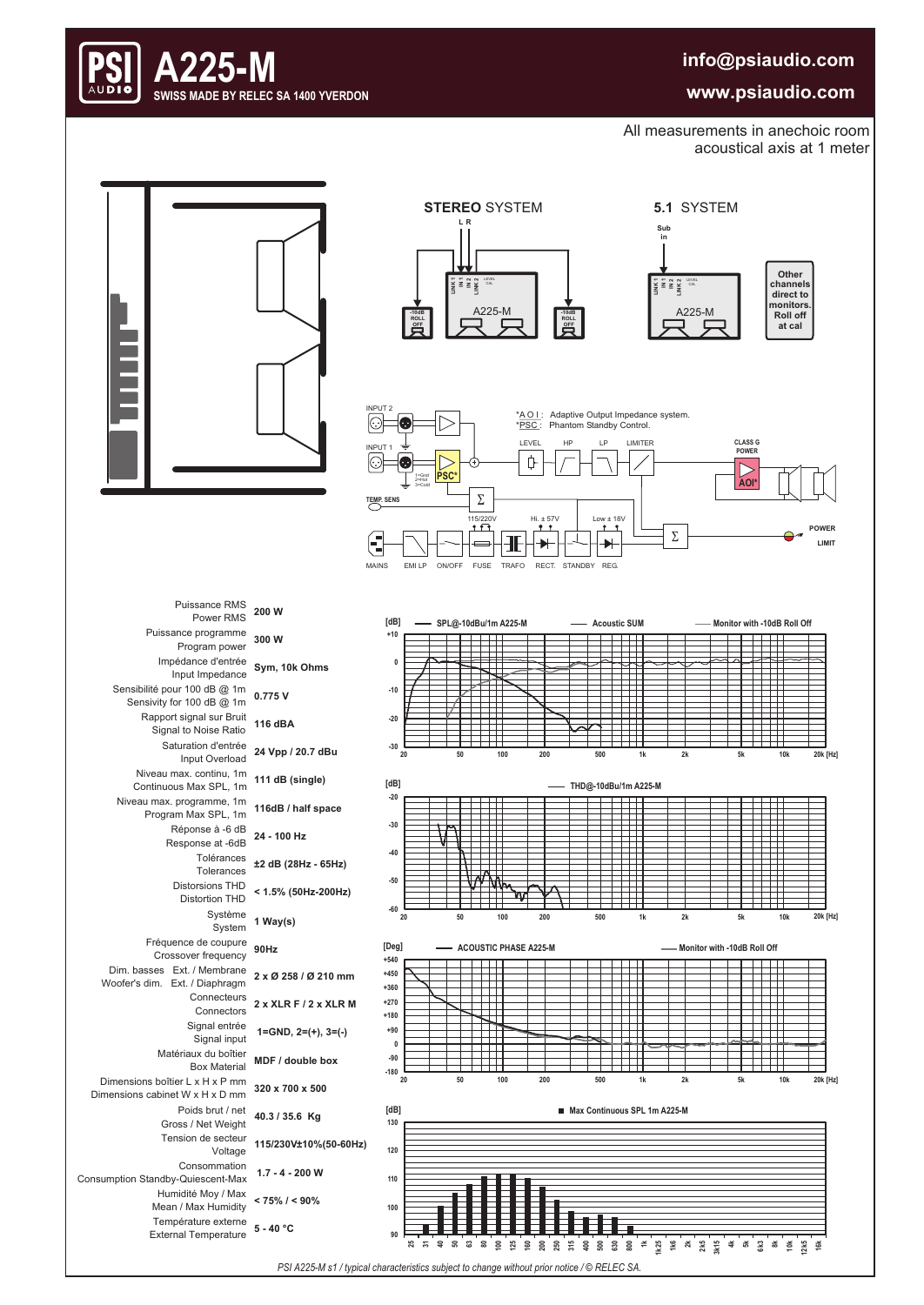# A225-M

**SWISS MADE BY RELEC SA 1400 YVERDON**

**info@psiaudio.com**

**www.psiaudio.com**

All measurements in anechoic room
acoustical axis at 1 meter

**STEREO** SYSTEM

**5.1** SYSTEM

Other channels direct to monitors. Roll off at cal

*A O I : Adaptive Output Impedance system.
*PSC : Phantom Standby Control.

| Parameter | Value |
|---|---|
| Puissance RMS / Power RMS | 200 W |
| Puissance programme / Program power | 300 W |
| Impédance d'entrée / Input Impedance | Sym, 10k Ohms |
| Sensibilité pour 100 dB @ 1m / Sensivity for 100 dB @ 1m | 0.775 V |
| Rapport signal sur Bruit / Signal to Noise Ratio | 116 dBA |
| Saturation d'entrée / Input Overload | 24 Vpp / 20.7 dBu |
| Niveau max. continu, 1m / Continuous Max SPL, 1m | 111 dB (single) |
| Niveau max. programme, 1m / Program Max SPL, 1m | 116dB / half space |
| Réponse à -6 dB / Response at -6dB | 24 - 100 Hz |
| Tolérances / Tolerances | ±2 dB (28Hz - 65Hz) |
| Distorsions THD / Distortion THD | < 1.5% (50Hz-200Hz) |
| Système / System | 1 Way(s) |
| Fréquence de coupure / Crossover frequency | 90Hz |
| Dim. basses Ext. / Membrane / Woofer's dim. Ext. / Diaphragm | 2 x Ø 258 / Ø 210 mm |
| Connecteurs / Connectors | 2 x XLR F / 2 x XLR M |
| Signal entrée / Signal input | 1=GND, 2=(+), 3=(-) |
| Matériaux du boîtier / Box Material | MDF / double box |
| Dimensions boîtier L x H x P mm / Dimensions cabinet W x H x D mm | 320 x 700 x 500 |
| Poids brut / net / Gross / Net Weight | 40.3 / 35.6 Kg |
| Tension de secteur / Voltage | 115/230V±10%(50-60Hz) |
| Consommation / Consumption Standby-Quiescent-Max | 1.7 - 4 - 200 W |
| Humidité Moy / Max / Mean / Max Humidity | < 75% / < 90% |
| Température externe / External Temperature | 5 - 40 °C |

*PSI A225-M s1 / typical characteristics subject to change without prior notice / © RELEC SA.*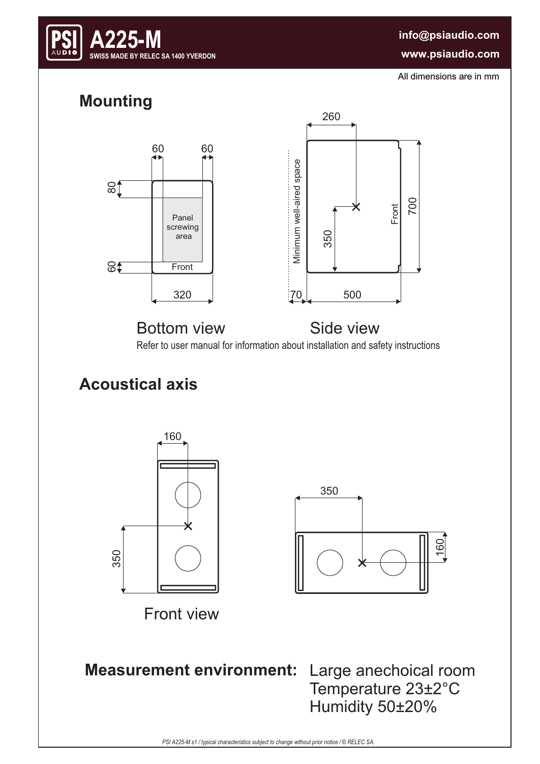All dimensions are in mm

## Mounting

60
60
80
Panel screwing area
60
Front
320

260
Minimum well-aired space
350
Front
700
70
500

Bottom view

Side view

Refer to user manual for information about installation and safety instructions

## Acoustical axis

160
350

350
160

Front view

**Measurement environment:** Large anechoical room
Temperature 23±2°C
Humidity 50±20%

*PSI A225-M s1 / typical characteristics subject to change without prior notice / © RELEC SA.*